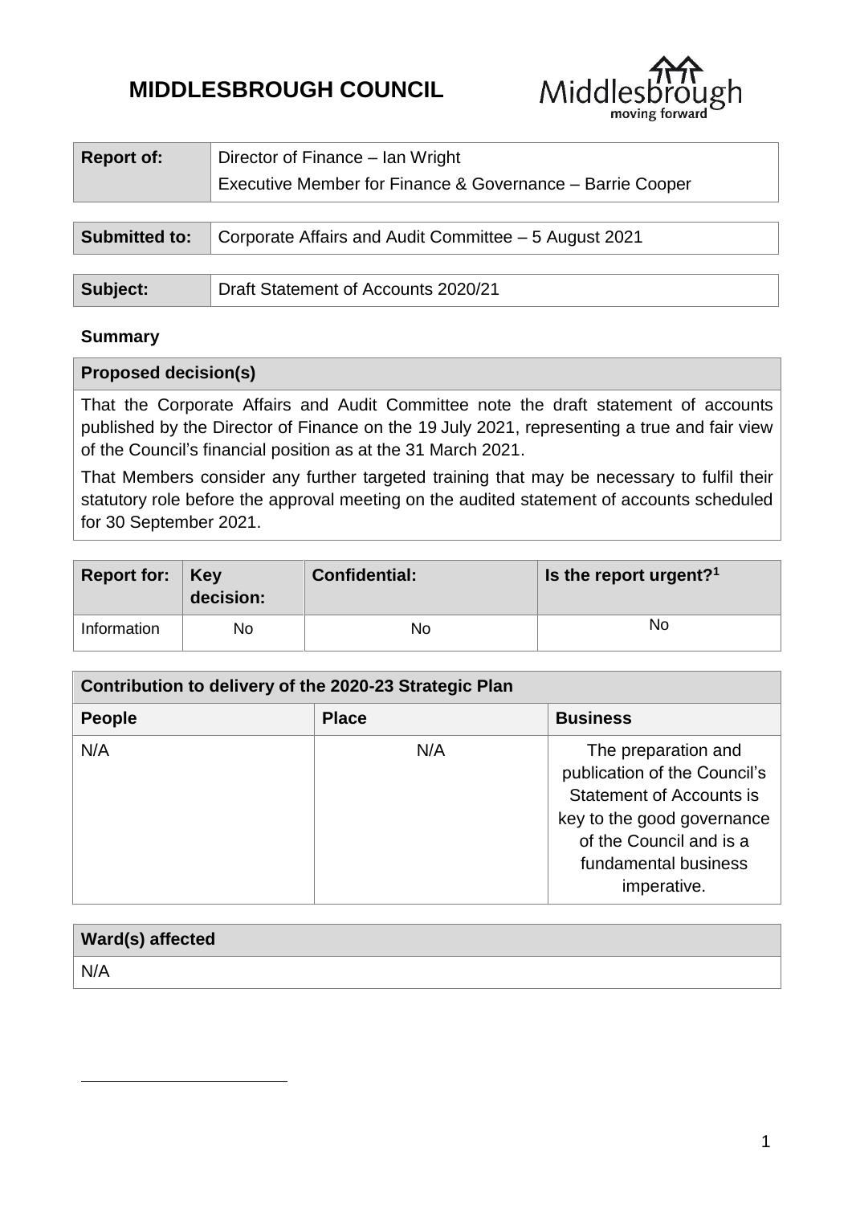# MIDDLESBROUGH COUNCIL

| | |
|---|---|
| **Report of:** | Director of Finance – Ian Wright<br>Executive Member for Finance & Governance – Barrie Cooper |

| | |
|---|---|
| **Submitted to:** | Corporate Affairs and Audit Committee – 5 August 2021 |

| | |
|---|---|
| **Subject:** | Draft Statement of Accounts 2020/21 |

**Summary**

| **Proposed decision(s)** |
|---|
| That the Corporate Affairs and Audit Committee note the draft statement of accounts published by the Director of Finance on the 19 July 2021, representing a true and fair view of the Council's financial position as at the 31 March 2021.<br>That Members consider any further targeted training that may be necessary to fulfil their statutory role before the approval meeting on the audited statement of accounts scheduled for 30 September 2021. |

| **Report for:** | **Key decision:** | **Confidential:** | **Is the report urgent?**[1] |
|---|---|---|---|
| Information | No | No | No |

| **Contribution to delivery of the 2020-23 Strategic Plan** | | |
|---|---|---|
| **People** | **Place** | **Business** |
| N/A | N/A | The preparation and publication of the Council's Statement of Accounts is key to the good governance of the Council and is a fundamental business imperative. |

| **Ward(s) affected** |
|---|
| N/A |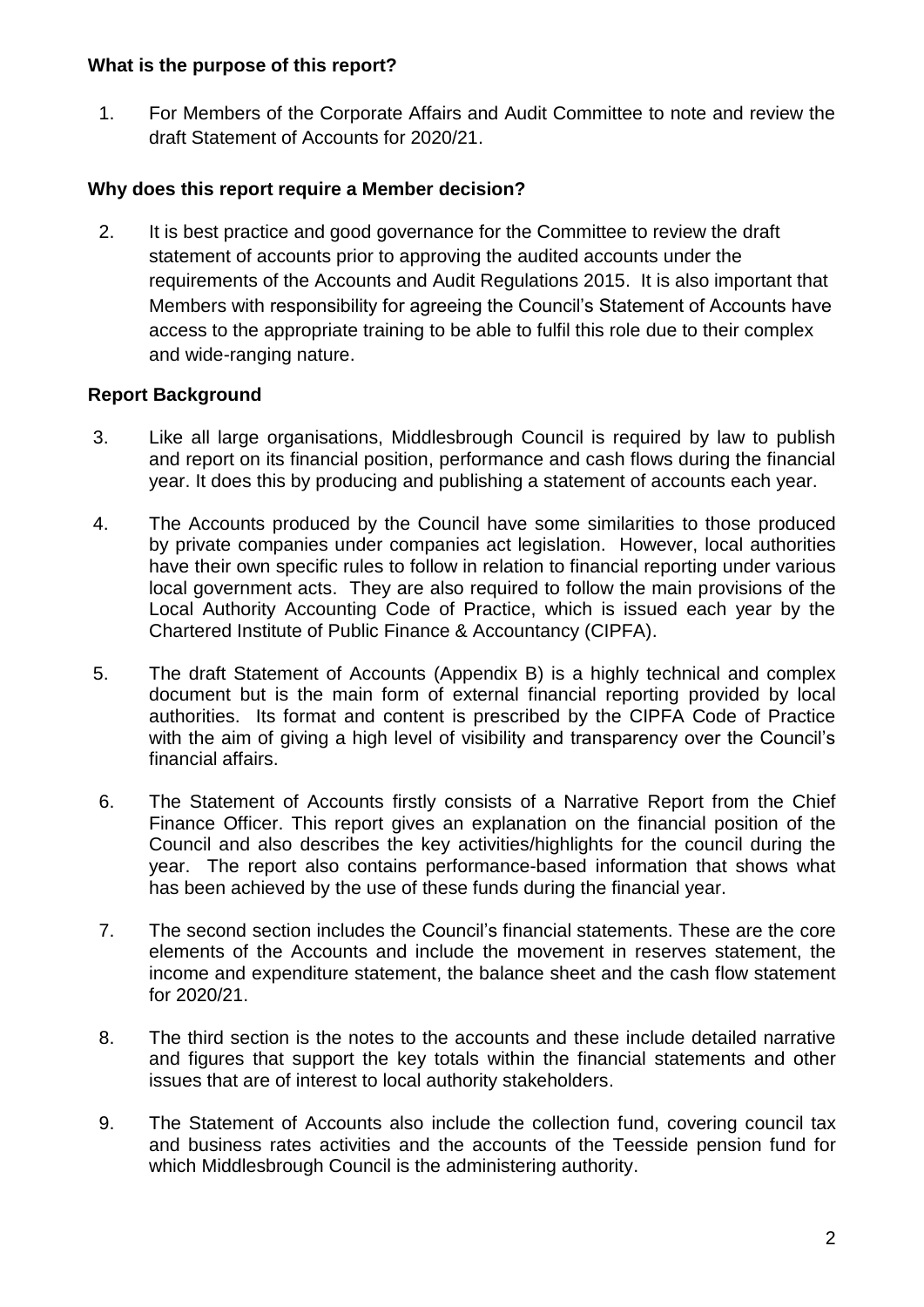**What is the purpose of this report?**

1. For Members of the Corporate Affairs and Audit Committee to note and review the draft Statement of Accounts for 2020/21.

**Why does this report require a Member decision?**

2. It is best practice and good governance for the Committee to review the draft statement of accounts prior to approving the audited accounts under the requirements of the Accounts and Audit Regulations 2015. It is also important that Members with responsibility for agreeing the Council's Statement of Accounts have access to the appropriate training to be able to fulfil this role due to their complex and wide-ranging nature.

**Report Background**

3. Like all large organisations, Middlesbrough Council is required by law to publish and report on its financial position, performance and cash flows during the financial year. It does this by producing and publishing a statement of accounts each year.

4. The Accounts produced by the Council have some similarities to those produced by private companies under companies act legislation. However, local authorities have their own specific rules to follow in relation to financial reporting under various local government acts. They are also required to follow the main provisions of the Local Authority Accounting Code of Practice, which is issued each year by the Chartered Institute of Public Finance & Accountancy (CIPFA).

5. The draft Statement of Accounts (Appendix B) is a highly technical and complex document but is the main form of external financial reporting provided by local authorities. Its format and content is prescribed by the CIPFA Code of Practice with the aim of giving a high level of visibility and transparency over the Council's financial affairs.

6. The Statement of Accounts firstly consists of a Narrative Report from the Chief Finance Officer. This report gives an explanation on the financial position of the Council and also describes the key activities/highlights for the council during the year. The report also contains performance-based information that shows what has been achieved by the use of these funds during the financial year.

7. The second section includes the Council's financial statements. These are the core elements of the Accounts and include the movement in reserves statement, the income and expenditure statement, the balance sheet and the cash flow statement for 2020/21.

8. The third section is the notes to the accounts and these include detailed narrative and figures that support the key totals within the financial statements and other issues that are of interest to local authority stakeholders.

9. The Statement of Accounts also include the collection fund, covering council tax and business rates activities and the accounts of the Teesside pension fund for which Middlesbrough Council is the administering authority.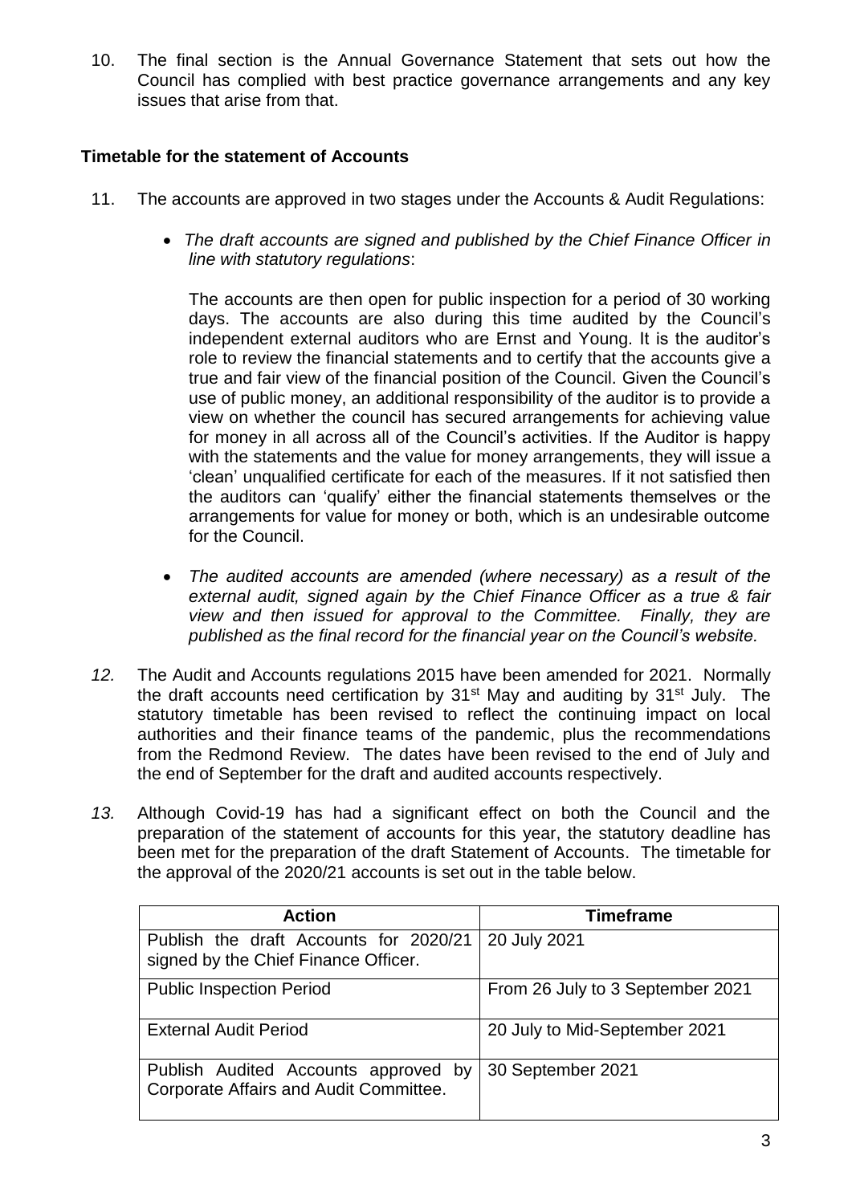10. The final section is the Annual Governance Statement that sets out how the Council has complied with best practice governance arrangements and any key issues that arise from that.

**Timetable for the statement of Accounts**

11. The accounts are approved in two stages under the Accounts & Audit Regulations:

    - *The draft accounts are signed and published by the Chief Finance Officer in line with statutory regulations*:

      The accounts are then open for public inspection for a period of 30 working days. The accounts are also during this time audited by the Council's independent external auditors who are Ernst and Young. It is the auditor's role to review the financial statements and to certify that the accounts give a true and fair view of the financial position of the Council. Given the Council's use of public money, an additional responsibility of the auditor is to provide a view on whether the council has secured arrangements for achieving value for money in all across all of the Council's activities. If the Auditor is happy with the statements and the value for money arrangements, they will issue a 'clean' unqualified certificate for each of the measures. If it not satisfied then the auditors can 'qualify' either the financial statements themselves or the arrangements for value for money or both, which is an undesirable outcome for the Council.

    - *The audited accounts are amended (where necessary) as a result of the external audit, signed again by the Chief Finance Officer as a true & fair view and then issued for approval to the Committee. Finally, they are published as the final record for the financial year on the Council's website.*

*12.* The Audit and Accounts regulations 2015 have been amended for 2021. Normally the draft accounts need certification by 31st May and auditing by 31st July. The statutory timetable has been revised to reflect the continuing impact on local authorities and their finance teams of the pandemic, plus the recommendations from the Redmond Review. The dates have been revised to the end of July and the end of September for the draft and audited accounts respectively.

*13.* Although Covid-19 has had a significant effect on both the Council and the preparation of the statement of accounts for this year, the statutory deadline has been met for the preparation of the draft Statement of Accounts. The timetable for the approval of the 2020/21 accounts is set out in the table below.

| Action | Timeframe |
|---|---|
| Publish the draft Accounts for 2020/21 signed by the Chief Finance Officer. | 20 July 2021 |
| Public Inspection Period | From 26 July to 3 September 2021 |
| External Audit Period | 20 July to Mid-September 2021 |
| Publish Audited Accounts approved by Corporate Affairs and Audit Committee. | 30 September 2021 |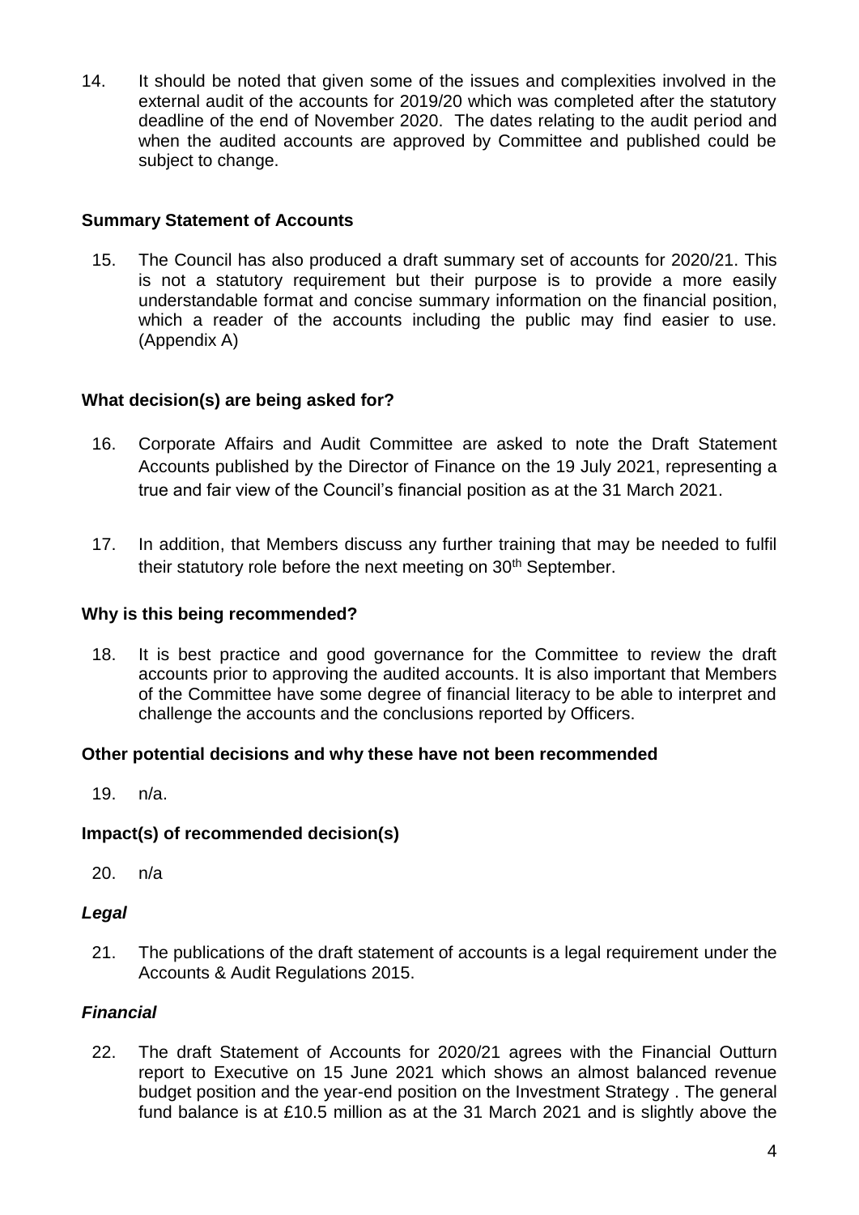14. It should be noted that given some of the issues and complexities involved in the external audit of the accounts for 2019/20 which was completed after the statutory deadline of the end of November 2020. The dates relating to the audit period and when the audited accounts are approved by Committee and published could be subject to change.

**Summary Statement of Accounts**

15. The Council has also produced a draft summary set of accounts for 2020/21. This is not a statutory requirement but their purpose is to provide a more easily understandable format and concise summary information on the financial position, which a reader of the accounts including the public may find easier to use. (Appendix A)

**What decision(s) are being asked for?**

16. Corporate Affairs and Audit Committee are asked to note the Draft Statement Accounts published by the Director of Finance on the 19 July 2021, representing a true and fair view of the Council's financial position as at the 31 March 2021.

17. In addition, that Members discuss any further training that may be needed to fulfil their statutory role before the next meeting on 30th September.

**Why is this being recommended?**

18. It is best practice and good governance for the Committee to review the draft accounts prior to approving the audited accounts. It is also important that Members of the Committee have some degree of financial literacy to be able to interpret and challenge the accounts and the conclusions reported by Officers.

**Other potential decisions and why these have not been recommended**

19. n/a.

**Impact(s) of recommended decision(s)**

20. n/a

***Legal***

21. The publications of the draft statement of accounts is a legal requirement under the Accounts & Audit Regulations 2015.

***Financial***

22. The draft Statement of Accounts for 2020/21 agrees with the Financial Outturn report to Executive on 15 June 2021 which shows an almost balanced revenue budget position and the year-end position on the Investment Strategy . The general fund balance is at £10.5 million as at the 31 March 2021 and is slightly above the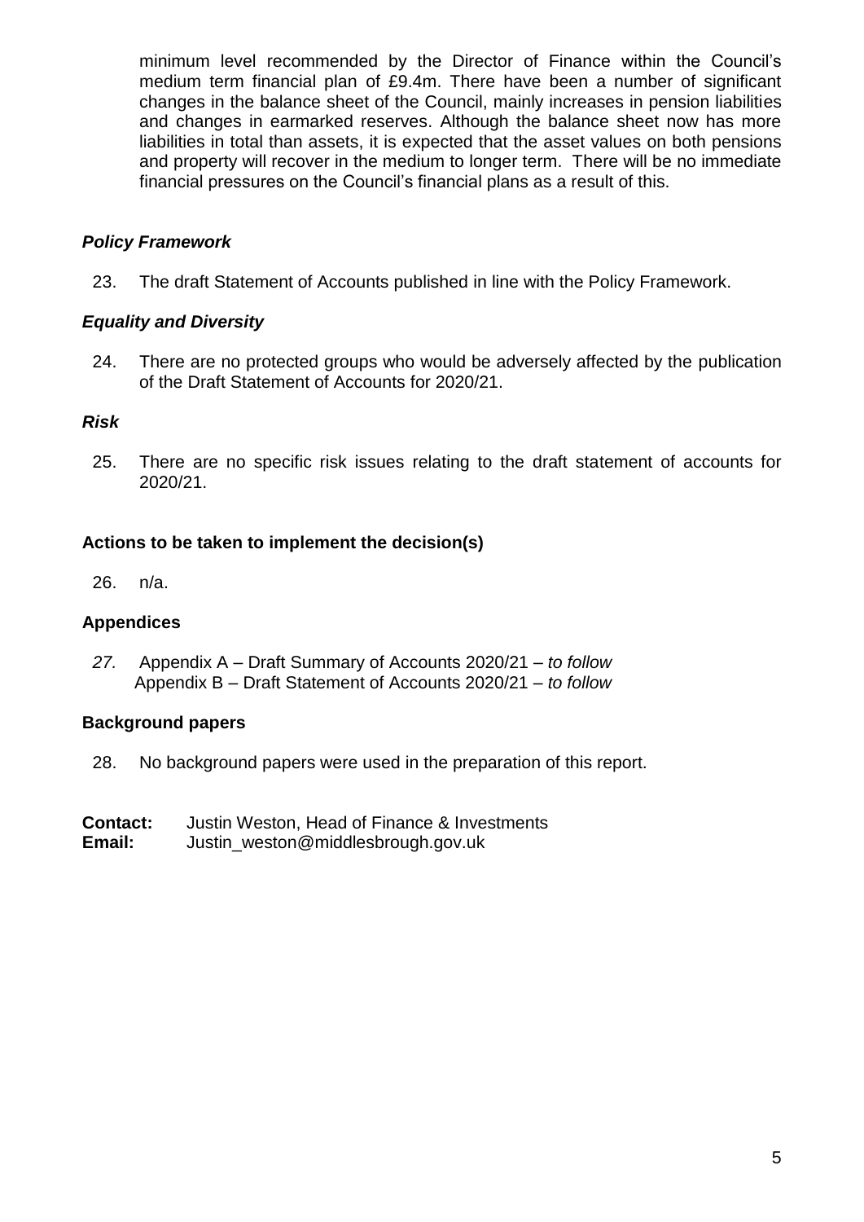minimum level recommended by the Director of Finance within the Council's medium term financial plan of £9.4m. There have been a number of significant changes in the balance sheet of the Council, mainly increases in pension liabilities and changes in earmarked reserves. Although the balance sheet now has more liabilities in total than assets, it is expected that the asset values on both pensions and property will recover in the medium to longer term. There will be no immediate financial pressures on the Council's financial plans as a result of this.

### *Policy Framework*

23. The draft Statement of Accounts published in line with the Policy Framework.

### *Equality and Diversity*

24. There are no protected groups who would be adversely affected by the publication of the Draft Statement of Accounts for 2020/21.

### *Risk*

25. There are no specific risk issues relating to the draft statement of accounts for 2020/21.

## **Actions to be taken to implement the decision(s)**

26. n/a.

## **Appendices**

*27.* Appendix A – Draft Summary of Accounts 2020/21 – *to follow*
Appendix B – Draft Statement of Accounts 2020/21 – *to follow*

## **Background papers**

28. No background papers were used in the preparation of this report.

**Contact:** Justin Weston, Head of Finance & Investments
**Email:** Justin_weston@middlesbrough.gov.uk